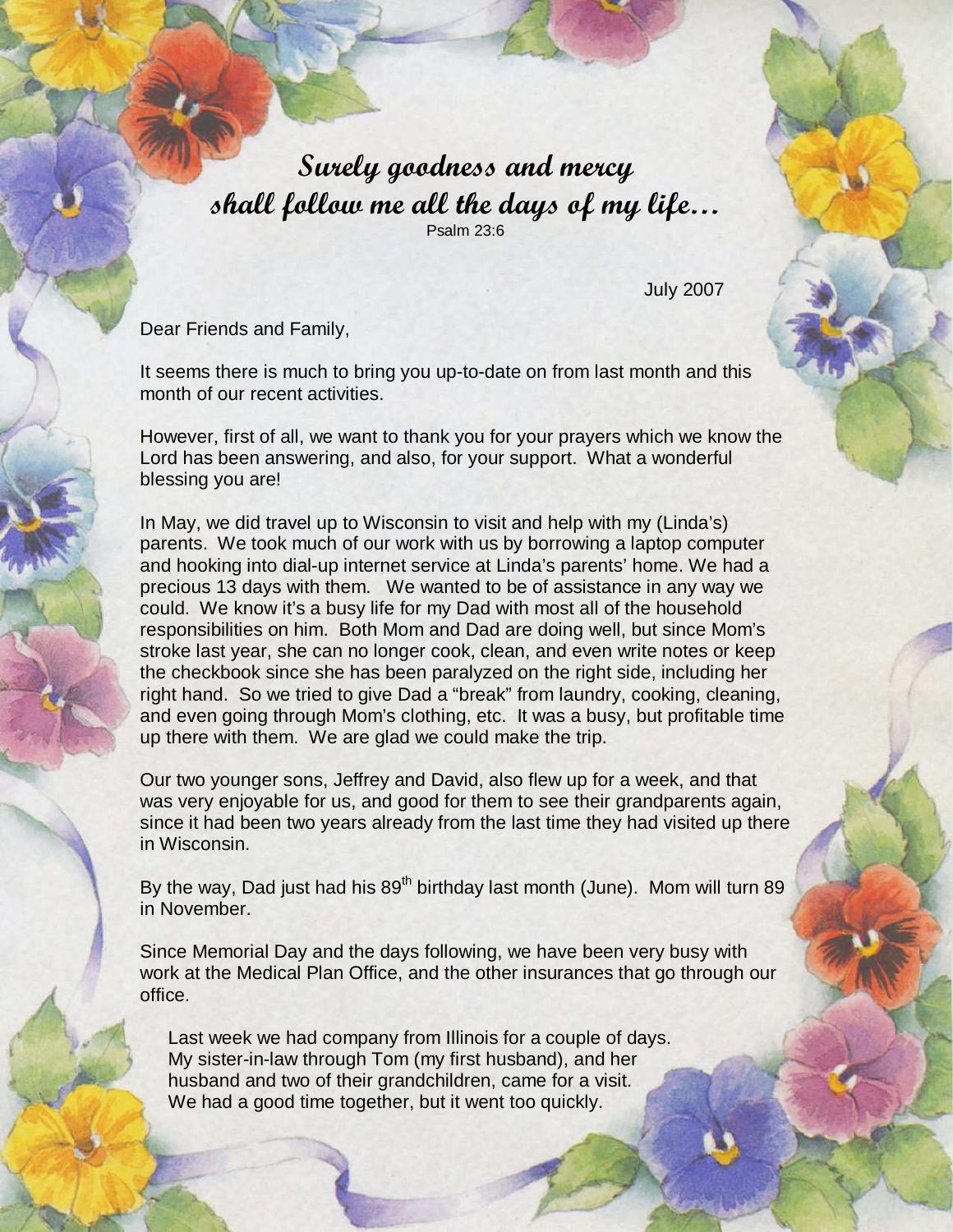**Surely goodness and mercy shall follow me all the days of my life…**

Psalm 23:6

July 2007

Dear Friends and Family,

It seems there is much to bring you up-to-date on from last month and this month of our recent activities.

However, first of all, we want to thank you for your prayers which we know the Lord has been answering, and also, for your support. What a wonderful blessing you are!

In May, we did travel up to Wisconsin to visit and help with my (Linda's) parents. We took much of our work with us by borrowing a laptop computer and hooking into dial-up internet service at Linda's parents' home. We had a precious 13 days with them. We wanted to be of assistance in any way we could. We know it's a busy life for my Dad with most all of the household responsibilities on him. Both Mom and Dad are doing well, but since Mom's stroke last year, she can no longer cook, clean, and even write notes or keep the checkbook since she has been paralyzed on the right side, including her right hand. So we tried to give Dad a "break" from laundry, cooking, cleaning, and even going through Mom's clothing, etc. It was a busy, but profitable time up there with them. We are glad we could make the trip.

Our two younger sons, Jeffrey and David, also flew up for a week, and that was very enjoyable for us, and good for them to see their grandparents again, since it had been two years already from the last time they had visited up there in Wisconsin.

By the way, Dad just had his 89th birthday last month (June). Mom will turn 89 in November.

Since Memorial Day and the days following, we have been very busy with work at the Medical Plan Office, and the other insurances that go through our office.

Last week we had company from Illinois for a couple of days. My sister-in-law through Tom (my first husband), and her husband and two of their grandchildren, came for a visit. We had a good time together, but it went too quickly.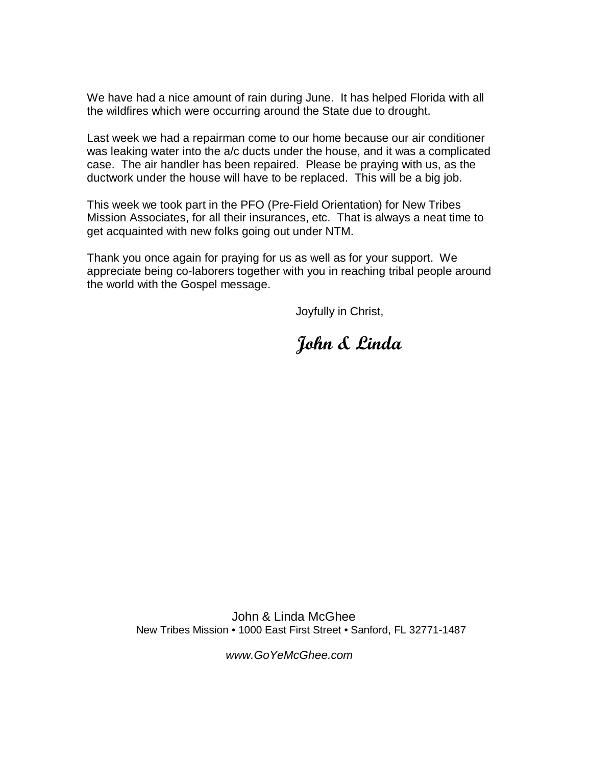We have had a nice amount of rain during June. It has helped Florida with all the wildfires which were occurring around the State due to drought.

Last week we had a repairman come to our home because our air conditioner was leaking water into the a/c ducts under the house, and it was a complicated case. The air handler has been repaired. Please be praying with us, as the ductwork under the house will have to be replaced. This will be a big job.

This week we took part in the PFO (Pre-Field Orientation) for New Tribes Mission Associates, for all their insurances, etc. That is always a neat time to get acquainted with new folks going out under NTM.

Thank you once again for praying for us as well as for your support. We appreciate being co-laborers together with you in reaching tribal people around the world with the Gospel message.

Joyfully in Christ,

**John & Linda**

John & Linda McGhee
New Tribes Mission • 1000 East First Street • Sanford, FL 32771-1487

*www.GoYeMcGhee.com*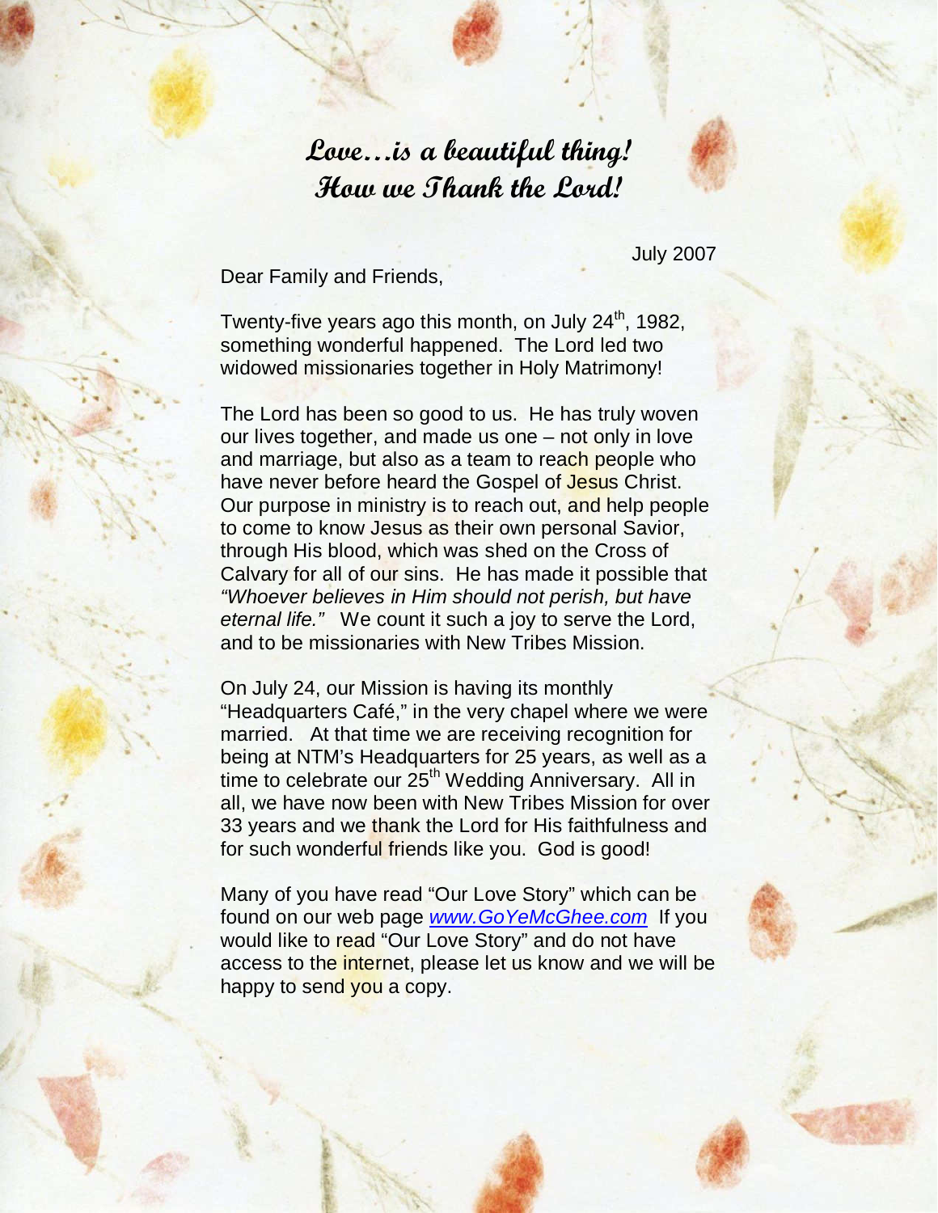# Love…is a beautiful thing!
# How we Thank the Lord!

July 2007

Dear Family and Friends,

Twenty-five years ago this month, on July 24th, 1982, something wonderful happened. The Lord led two widowed missionaries together in Holy Matrimony!

The Lord has been so good to us. He has truly woven our lives together, and made us one – not only in love and marriage, but also as a team to reach people who have never before heard the Gospel of Jesus Christ. Our purpose in ministry is to reach out, and help people to come to know Jesus as their own personal Savior, through His blood, which was shed on the Cross of Calvary for all of our sins. He has made it possible that *"Whoever believes in Him should not perish, but have eternal life."* We count it such a joy to serve the Lord, and to be missionaries with New Tribes Mission.

On July 24, our Mission is having its monthly "Headquarters Café," in the very chapel where we were married. At that time we are receiving recognition for being at NTM's Headquarters for 25 years, as well as a time to celebrate our 25th Wedding Anniversary. All in all, we have now been with New Tribes Mission for over 33 years and we thank the Lord for His faithfulness and for such wonderful friends like you. God is good!

Many of you have read "Our Love Story" which can be found on our web page *www.GoYeMcGhee.com* If you would like to read "Our Love Story" and do not have access to the internet, please let us know and we will be happy to send you a copy.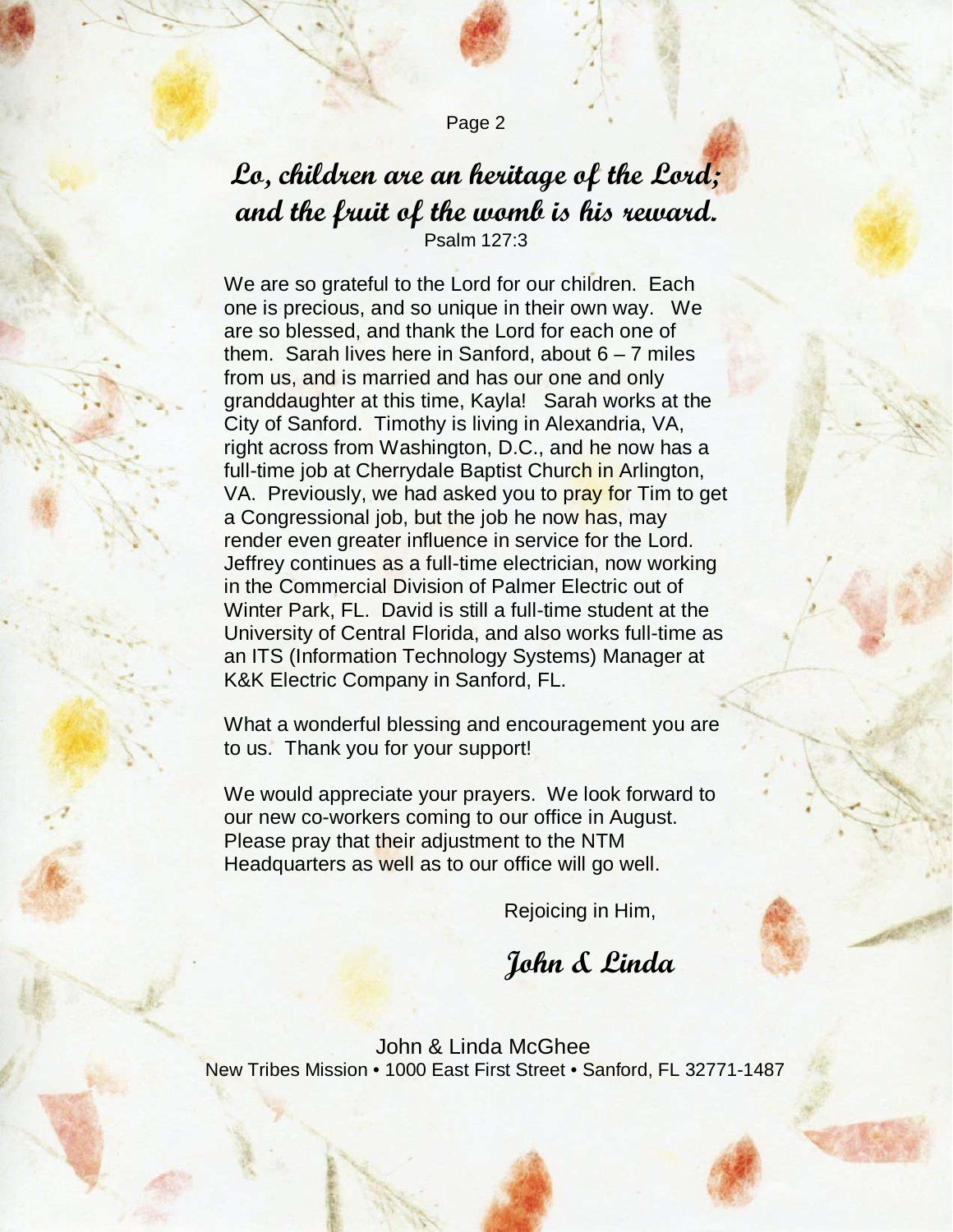**Lo, children are an heritage of the Lord; and the fruit of the womb is his reward.**
Psalm 127:3

We are so grateful to the Lord for our children. Each one is precious, and so unique in their own way. We are so blessed, and thank the Lord for each one of them. Sarah lives here in Sanford, about 6 – 7 miles from us, and is married and has our one and only granddaughter at this time, Kayla! Sarah works at the City of Sanford. Timothy is living in Alexandria, VA, right across from Washington, D.C., and he now has a full-time job at Cherrydale Baptist Church in Arlington, VA. Previously, we had asked you to pray for Tim to get a Congressional job, but the job he now has, may render even greater influence in service for the Lord. Jeffrey continues as a full-time electrician, now working in the Commercial Division of Palmer Electric out of Winter Park, FL. David is still a full-time student at the University of Central Florida, and also works full-time as an ITS (Information Technology Systems) Manager at K&K Electric Company in Sanford, FL.

What a wonderful blessing and encouragement you are to us. Thank you for your support!

We would appreciate your prayers. We look forward to our new co-workers coming to our office in August. Please pray that their adjustment to the NTM Headquarters as well as to our office will go well.

Rejoicing in Him,

*John & Linda*

John & Linda McGhee
New Tribes Mission • 1000 East First Street • Sanford, FL 32771-1487